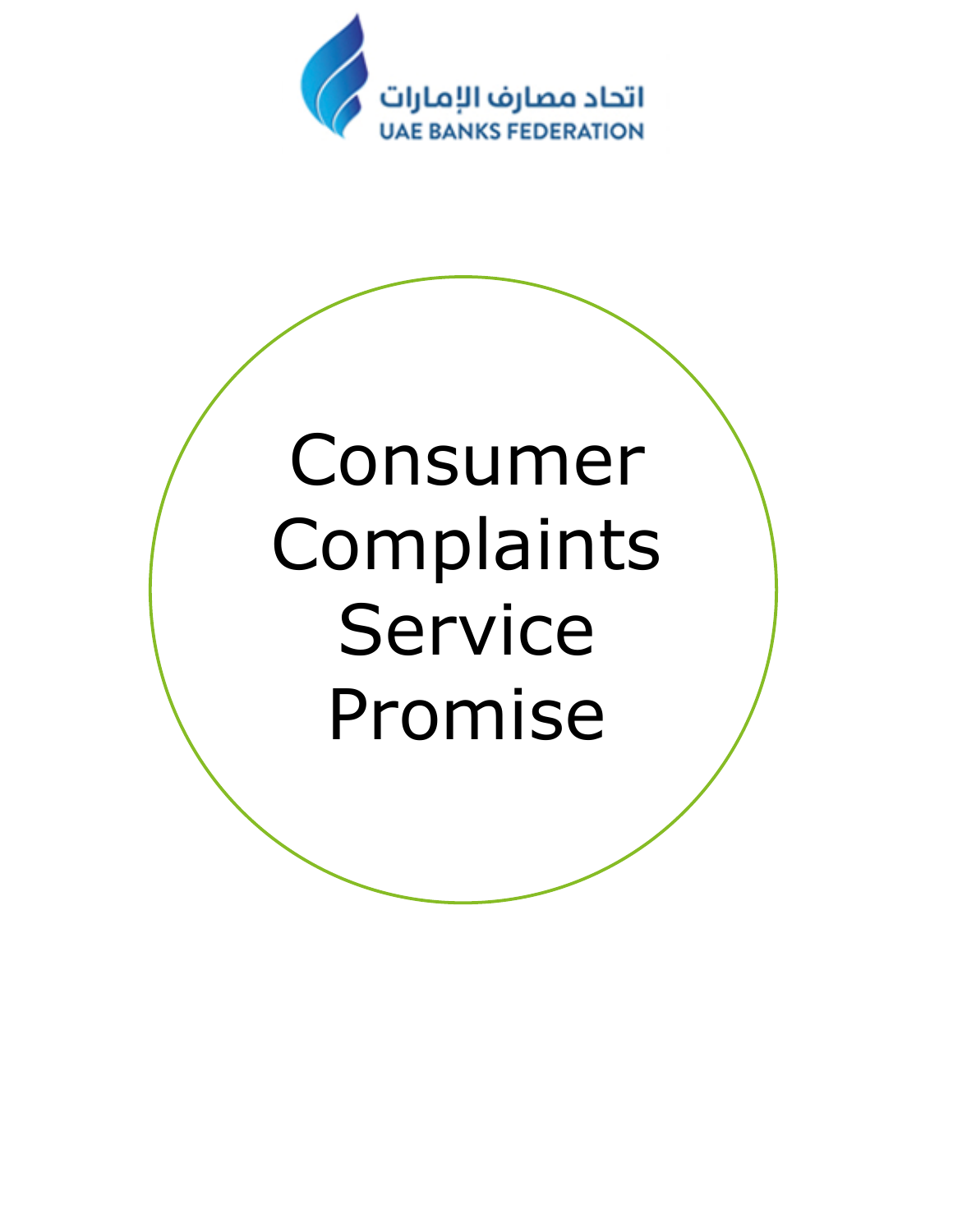اتحاد مصارف الإمارات
UAE BANKS FEDERATION

# Consumer Complaints Service Promise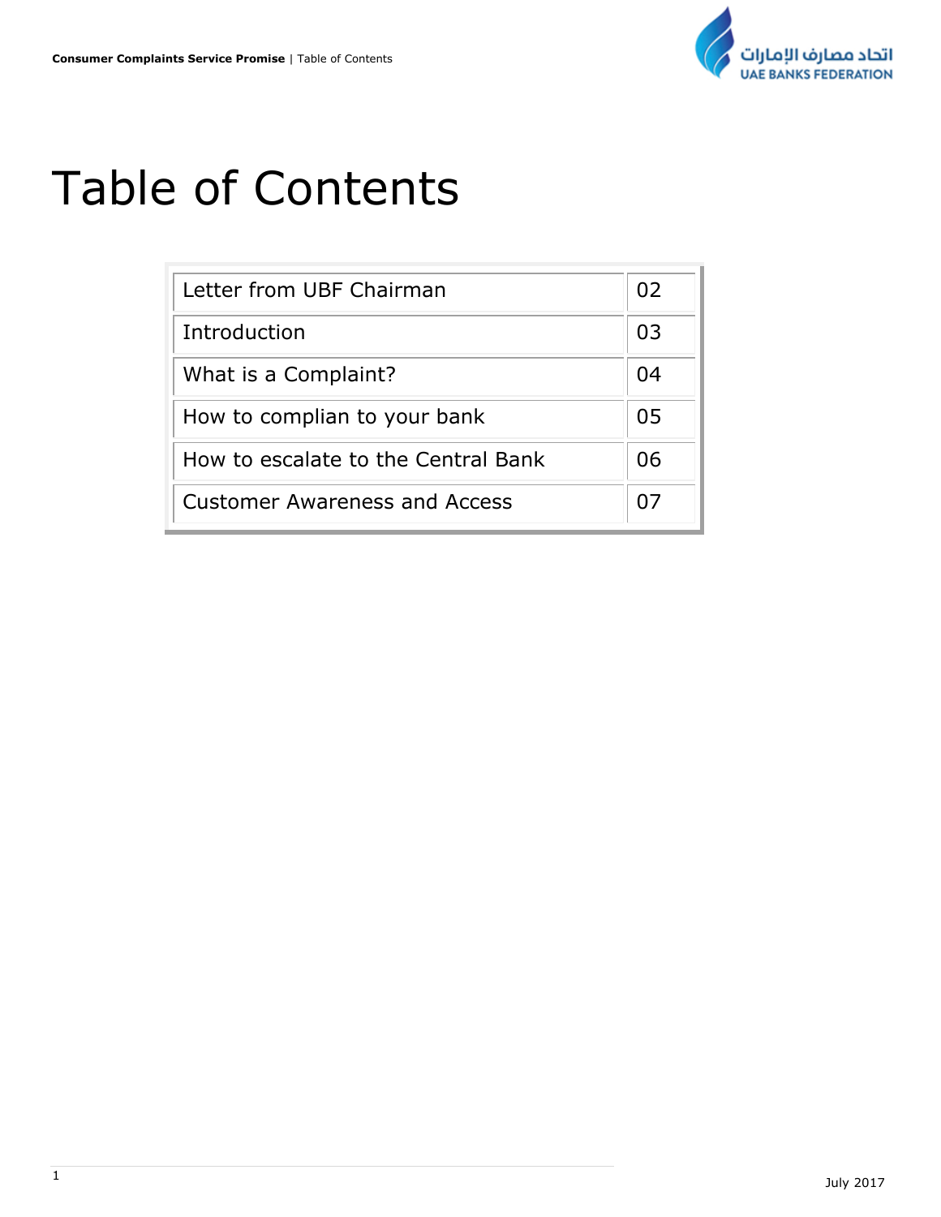# Table of Contents

| Section | Page |
|---|---|
| Letter from UBF Chairman | 02 |
| Introduction | 03 |
| What is a Complaint? | 04 |
| How to complian to your bank | 05 |
| How to escalate to the Central Bank | 06 |
| Customer Awareness and Access | 07 |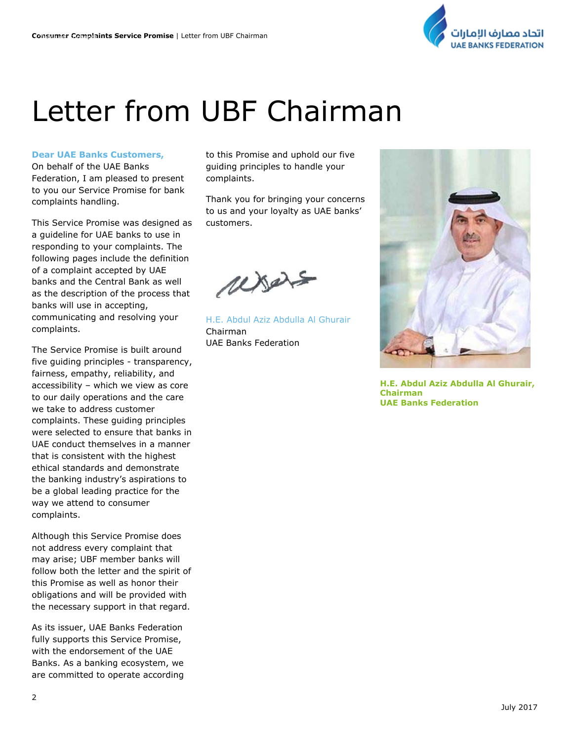# Letter from UBF Chairman

**Dear UAE Banks Customers,**

On behalf of the UAE Banks Federation, I am pleased to present to you our Service Promise for bank complaints handling.

This Service Promise was designed as a guideline for UAE banks to use in responding to your complaints. The following pages include the definition of a complaint accepted by UAE banks and the Central Bank as well as the description of the process that banks will use in accepting, communicating and resolving your complaints.

The Service Promise is built around five guiding principles - transparency, fairness, empathy, reliability, and accessibility – which we view as core to our daily operations and the care we take to address customer complaints. These guiding principles were selected to ensure that banks in UAE conduct themselves in a manner that is consistent with the highest ethical standards and demonstrate the banking industry's aspirations to be a global leading practice for the way we attend to consumer complaints.

Although this Service Promise does not address every complaint that may arise; UBF member banks will follow both the letter and the spirit of this Promise as well as honor their obligations and will be provided with the necessary support in that regard.

As its issuer, UAE Banks Federation fully supports this Service Promise, with the endorsement of the UAE Banks. As a banking ecosystem, we are committed to operate according to this Promise and uphold our five guiding principles to handle your complaints.

Thank you for bringing your concerns to us and your loyalty as UAE banks' customers.

H.E. Abdul Aziz Abdulla Al Ghurair
Chairman
UAE Banks Federation

**H.E. Abdul Aziz Abdulla Al Ghurair, Chairman**
**UAE Banks Federation**

July 2017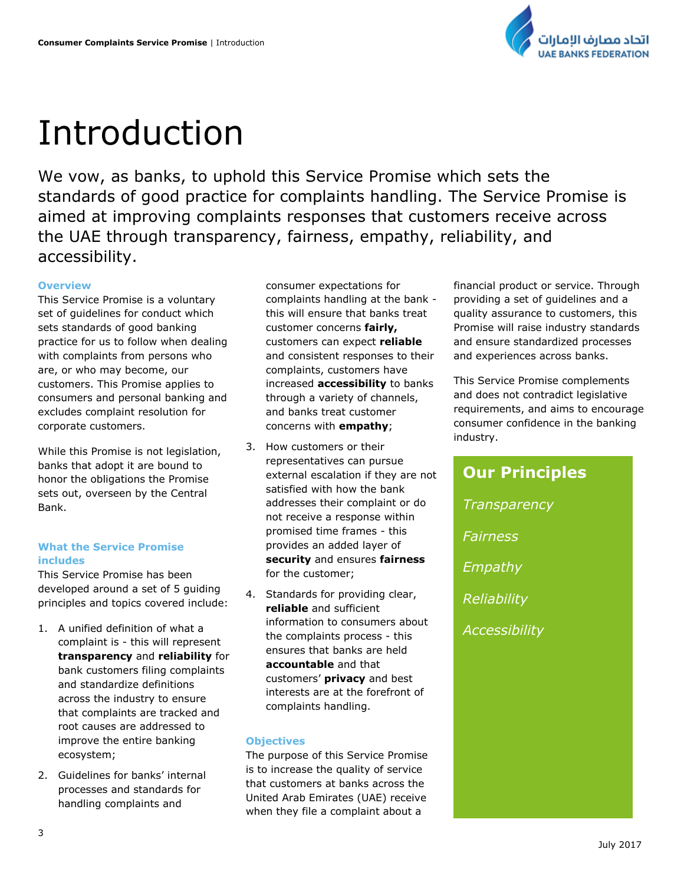# Introduction

We vow, as banks, to uphold this Service Promise which sets the standards of good practice for complaints handling. The Service Promise is aimed at improving complaints responses that customers receive across the UAE through transparency, fairness, empathy, reliability, and accessibility.

### Overview

This Service Promise is a voluntary set of guidelines for conduct which sets standards of good banking practice for us to follow when dealing with complaints from persons who are, or who may become, our customers. This Promise applies to consumers and personal banking and excludes complaint resolution for corporate customers.

While this Promise is not legislation, banks that adopt it are bound to honor the obligations the Promise sets out, overseen by the Central Bank.

### What the Service Promise includes

This Service Promise has been developed around a set of 5 guiding principles and topics covered include:

1. A unified definition of what a complaint is - this will represent **transparency** and **reliability** for bank customers filing complaints and standardize definitions across the industry to ensure that complaints are tracked and root causes are addressed to improve the entire banking ecosystem;
2. Guidelines for banks' internal processes and standards for handling complaints and consumer expectations for complaints handling at the bank - this will ensure that banks treat customer concerns **fairly,** customers can expect **reliable** and consistent responses to their complaints, customers have increased **accessibility** to banks through a variety of channels, and banks treat customer concerns with **empathy**;
3. How customers or their representatives can pursue external escalation if they are not satisfied with how the bank addresses their complaint or do not receive a response within promised time frames - this provides an added layer of **security** and ensures **fairness** for the customer;
4. Standards for providing clear, **reliable** and sufficient information to consumers about the complaints process - this ensures that banks are held **accountable** and that customers' **privacy** and best interests are at the forefront of complaints handling.

### Objectives

The purpose of this Service Promise is to increase the quality of service that customers at banks across the United Arab Emirates (UAE) receive when they file a complaint about a financial product or service. Through providing a set of guidelines and a quality assurance to customers, this Promise will raise industry standards and ensure standardized processes and experiences across banks.

This Service Promise complements and does not contradict legislative requirements, and aims to encourage consumer confidence in the banking industry.

## Our Principles

*Transparency*

*Fairness*

*Empathy*

*Reliability*

*Accessibility*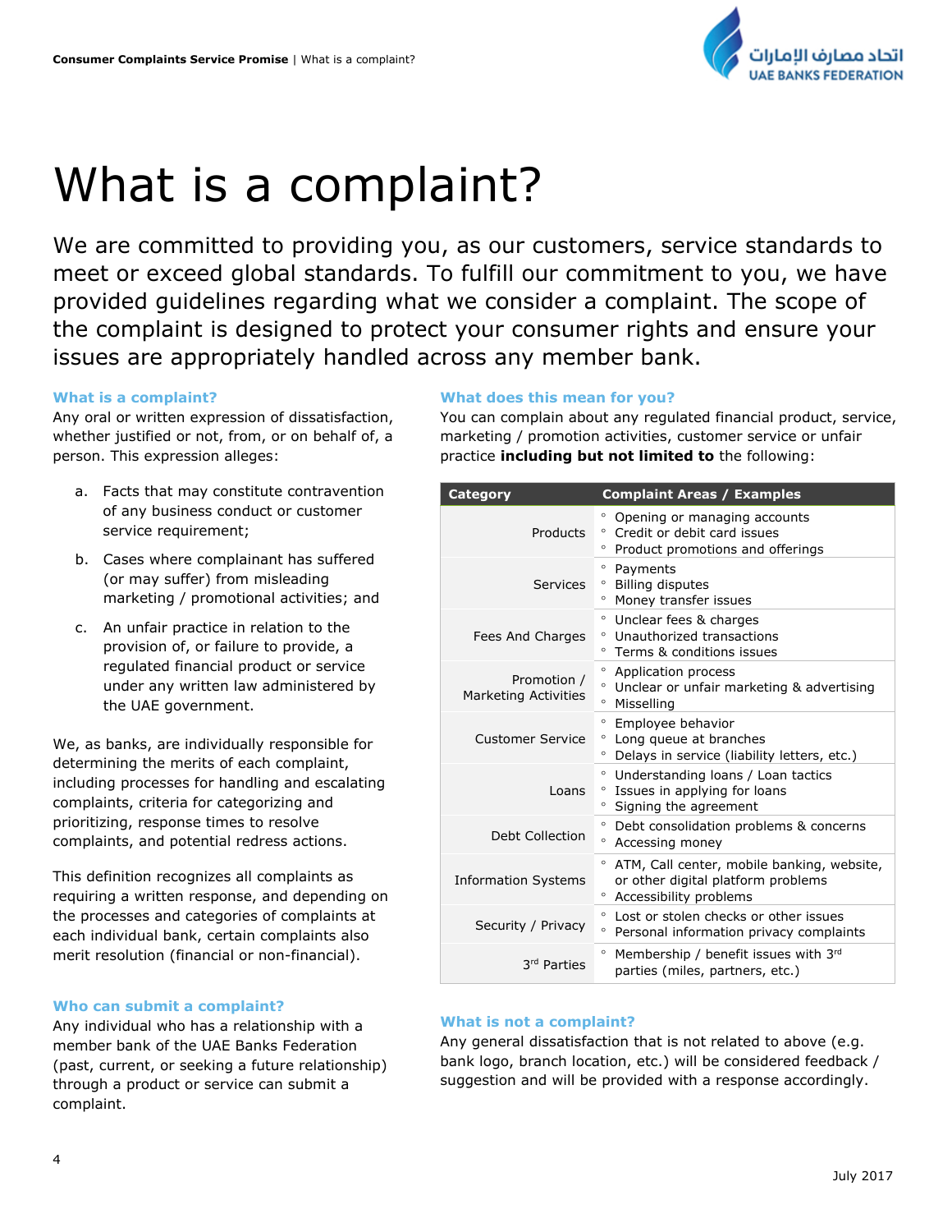／# What is a complaint?

We are committed to providing you, as our customers, service standards to meet or exceed global standards. To fulfill our commitment to you, we have provided guidelines regarding what we consider a complaint. The scope of the complaint is designed to protect your consumer rights and ensure your issues are appropriately handled across any member bank.

### What is a complaint?

Any oral or written expression of dissatisfaction, whether justified or not, from, or on behalf of, a person. This expression alleges:

a. Facts that may constitute contravention of any business conduct or customer service requirement;

b. Cases where complainant has suffered (or may suffer) from misleading marketing / promotional activities; and

c. An unfair practice in relation to the provision of, or failure to provide, a regulated financial product or service under any written law administered by the UAE government.

We, as banks, are individually responsible for determining the merits of each complaint, including processes for handling and escalating complaints, criteria for categorizing and prioritizing, response times to resolve complaints, and potential redress actions.

This definition recognizes all complaints as requiring a written response, and depending on the processes and categories of complaints at each individual bank, certain complaints also merit resolution (financial or non-financial).

### Who can submit a complaint?

Any individual who has a relationship with a member bank of the UAE Banks Federation (past, current, or seeking a future relationship) through a product or service can submit a complaint.

### What does this mean for you?

You can complain about any regulated financial product, service, marketing / promotion activities, customer service or unfair practice **including but not limited to** the following:

| Category | Complaint Areas / Examples |
|---|---|
| Products | ◦ Opening or managing accounts<br>◦ Credit or debit card issues<br>◦ Product promotions and offerings |
| Services | ◦ Payments<br>◦ Billing disputes<br>◦ Money transfer issues |
| Fees And Charges | ◦ Unclear fees & charges<br>◦ Unauthorized transactions<br>◦ Terms & conditions issues |
| Promotion / Marketing Activities | ◦ Application process<br>◦ Unclear or unfair marketing & advertising<br>◦ Misselling |
| Customer Service | ◦ Employee behavior<br>◦ Long queue at branches<br>◦ Delays in service (liability letters, etc.) |
| Loans | ◦ Understanding loans / Loan tactics<br>◦ Issues in applying for loans<br>◦ Signing the agreement |
| Debt Collection | ◦ Debt consolidation problems & concerns<br>◦ Accessing money |
| Information Systems | ◦ ATM, Call center, mobile banking, website, or other digital platform problems<br>◦ Accessibility problems |
| Security / Privacy | ◦ Lost or stolen checks or other issues<br>◦ Personal information privacy complaints |
| 3rd Parties | ◦ Membership / benefit issues with 3rd parties (miles, partners, etc.) |

### What is not a complaint?

Any general dissatisfaction that is not related to above (e.g. bank logo, branch location, etc.) will be considered feedback / suggestion and will be provided with a response accordingly.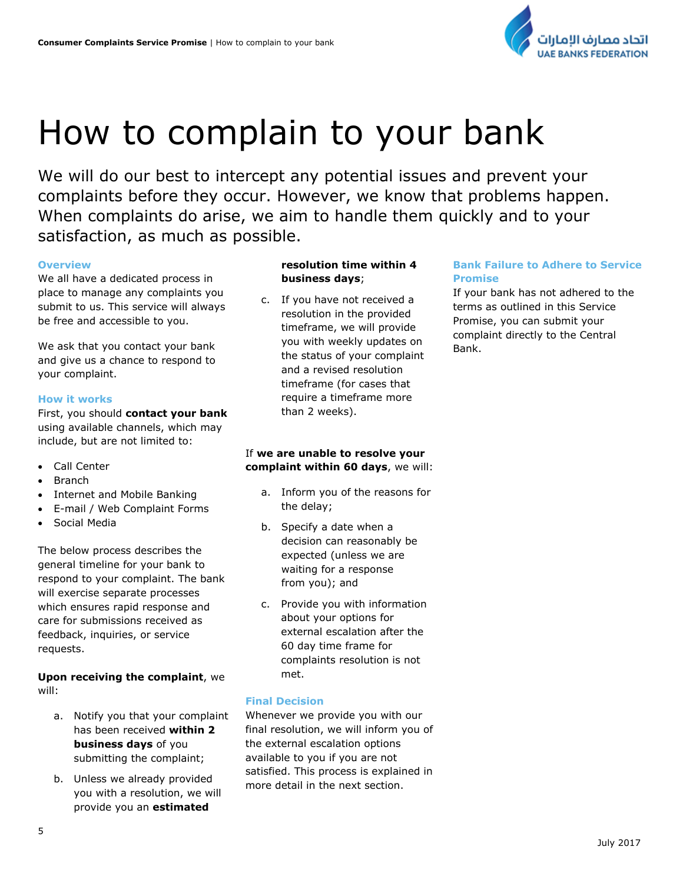# How to complain to your bank

We will do our best to intercept any potential issues and prevent your complaints before they occur. However, we know that problems happen. When complaints do arise, we aim to handle them quickly and to your satisfaction, as much as possible.

### Overview

We all have a dedicated process in place to manage any complaints you submit to us. This service will always be free and accessible to you.

We ask that you contact your bank and give us a chance to respond to your complaint.

### How it works

First, you should **contact your bank** using available channels, which may include, but are not limited to:

- Call Center
- Branch
- Internet and Mobile Banking
- E-mail / Web Complaint Forms
- Social Media

The below process describes the general timeline for your bank to respond to your complaint. The bank will exercise separate processes which ensures rapid response and care for submissions received as feedback, inquiries, or service requests.

**Upon receiving the complaint**, we will:

a. Notify you that your complaint has been received **within 2 business days** of you submitting the complaint;

b. Unless we already provided you with a resolution, we will provide you an **estimated resolution time within 4 business days**;

c. If you have not received a resolution in the provided timeframe, we will provide you with weekly updates on the status of your complaint and a revised resolution timeframe (for cases that require a timeframe more than 2 weeks).

If **we are unable to resolve your complaint within 60 days**, we will:

a. Inform you of the reasons for the delay;

b. Specify a date when a decision can reasonably be expected (unless we are waiting for a response from you); and

c. Provide you with information about your options for external escalation after the 60 day time frame for complaints resolution is not met.

### Final Decision

Whenever we provide you with our final resolution, we will inform you of the external escalation options available to you if you are not satisfied. This process is explained in more detail in the next section.

### Bank Failure to Adhere to Service Promise

If your bank has not adhered to the terms as outlined in this Service Promise, you can submit your complaint directly to the Central Bank.

July 2017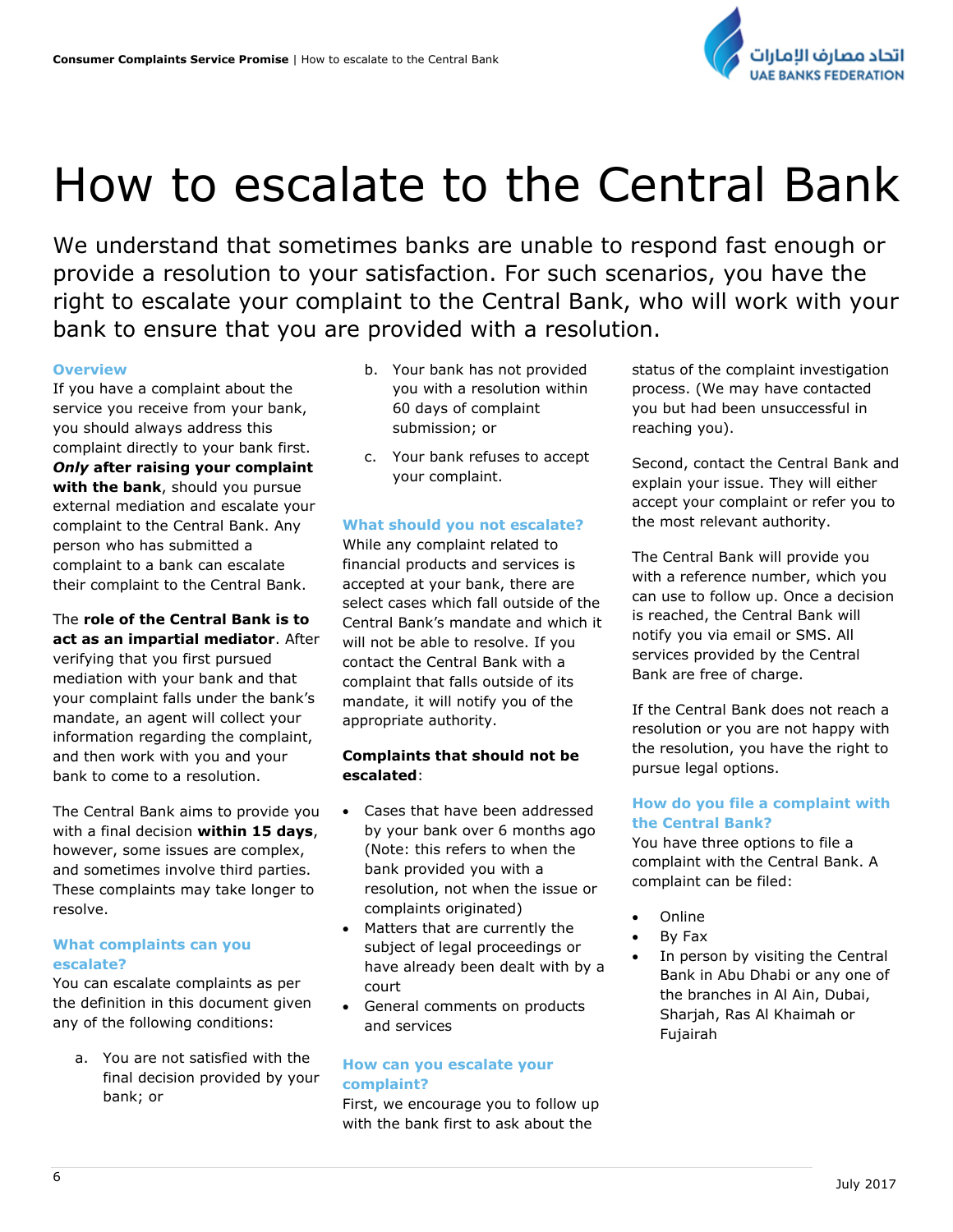# How to escalate to the Central Bank

We understand that sometimes banks are unable to respond fast enough or provide a resolution to your satisfaction. For such scenarios, you have the right to escalate your complaint to the Central Bank, who will work with your bank to ensure that you are provided with a resolution.

### Overview

If you have a complaint about the service you receive from your bank, you should always address this complaint directly to your bank first. ***Only* after raising your complaint with the bank**, should you pursue external mediation and escalate your complaint to the Central Bank. Any person who has submitted a complaint to a bank can escalate their complaint to the Central Bank.

The **role of the Central Bank is to act as an impartial mediator**. After verifying that you first pursued mediation with your bank and that your complaint falls under the bank's mandate, an agent will collect your information regarding the complaint, and then work with you and your bank to come to a resolution.

The Central Bank aims to provide you with a final decision **within 15 days**, however, some issues are complex, and sometimes involve third parties. These complaints may take longer to resolve.

### What complaints can you escalate?

You can escalate complaints as per the definition in this document given any of the following conditions:

a. You are not satisfied with the final decision provided by your bank; or
b. Your bank has not provided you with a resolution within 60 days of complaint submission; or
c. Your bank refuses to accept your complaint.

### What should you not escalate?

While any complaint related to financial products and services is accepted at your bank, there are select cases which fall outside of the Central Bank's mandate and which it will not be able to resolve. If you contact the Central Bank with a complaint that falls outside of its mandate, it will notify you of the appropriate authority.

**Complaints that should not be escalated**:

- Cases that have been addressed by your bank over 6 months ago (Note: this refers to when the bank provided you with a resolution, not when the issue or complaints originated)
- Matters that are currently the subject of legal proceedings or have already been dealt with by a court
- General comments on products and services

### How can you escalate your complaint?

First, we encourage you to follow up with the bank first to ask about the status of the complaint investigation process. (We may have contacted you but had been unsuccessful in reaching you).

Second, contact the Central Bank and explain your issue. They will either accept your complaint or refer you to the most relevant authority.

The Central Bank will provide you with a reference number, which you can use to follow up. Once a decision is reached, the Central Bank will notify you via email or SMS. All services provided by the Central Bank are free of charge.

If the Central Bank does not reach a resolution or you are not happy with the resolution, you have the right to pursue legal options.

### How do you file a complaint with the Central Bank?

You have three options to file a complaint with the Central Bank. A complaint can be filed:

- Online
- By Fax
- In person by visiting the Central Bank in Abu Dhabi or any one of the branches in Al Ain, Dubai, Sharjah, Ras Al Khaimah or Fujairah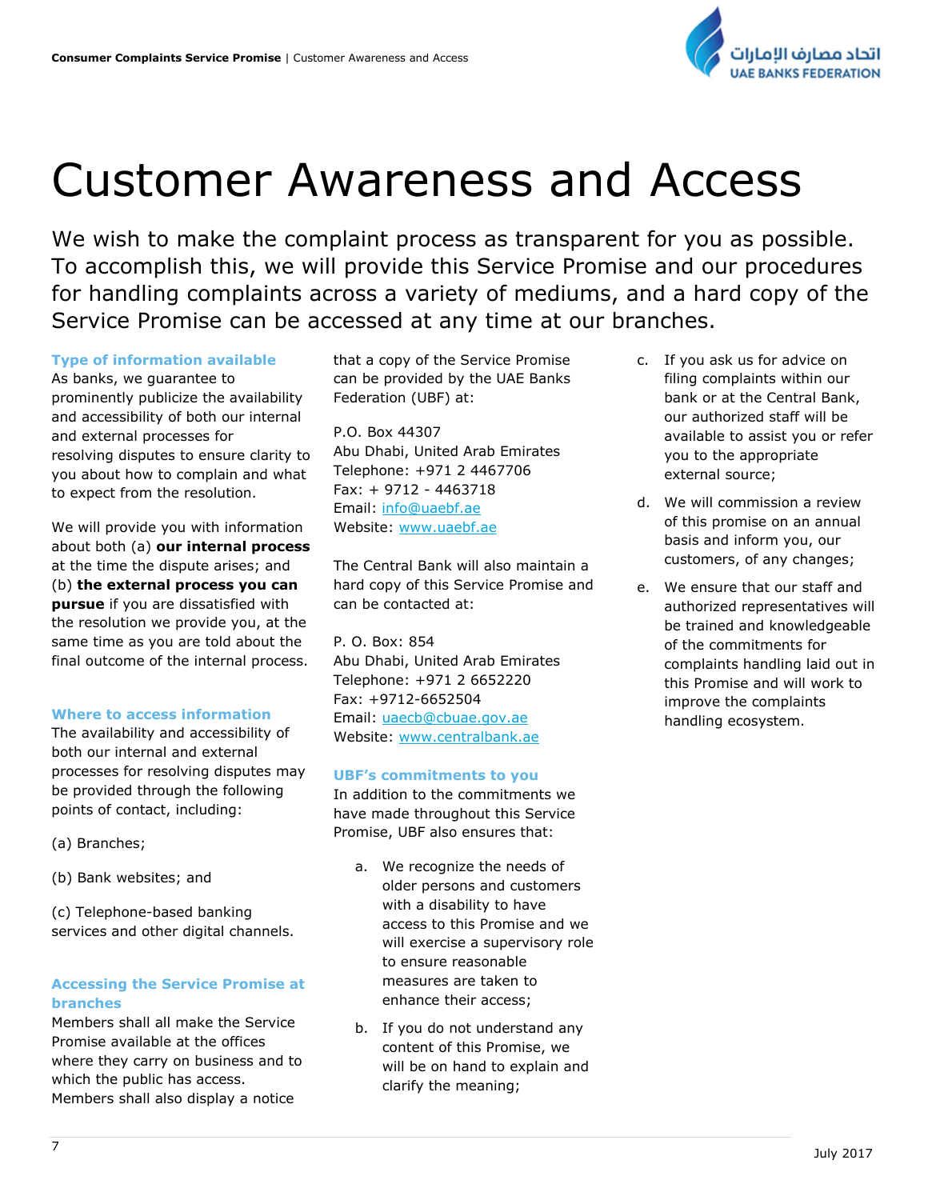# Customer Awareness and Access

We wish to make the complaint process as transparent for you as possible. To accomplish this, we will provide this Service Promise and our procedures for handling complaints across a variety of mediums, and a hard copy of the Service Promise can be accessed at any time at our branches.

### Type of information available

As banks, we guarantee to prominently publicize the availability and accessibility of both our internal and external processes for resolving disputes to ensure clarity to you about how to complain and what to expect from the resolution.

We will provide you with information about both (a) **our internal process** at the time the dispute arises; and (b) **the external process you can pursue** if you are dissatisfied with the resolution we provide you, at the same time as you are told about the final outcome of the internal process.

### Where to access information

The availability and accessibility of both our internal and external processes for resolving disputes may be provided through the following points of contact, including:

(a) Branches;

(b) Bank websites; and

(c) Telephone-based banking services and other digital channels.

### Accessing the Service Promise at branches

Members shall all make the Service Promise available at the offices where they carry on business and to which the public has access. Members shall also display a notice that a copy of the Service Promise can be provided by the UAE Banks Federation (UBF) at:

P.O. Box 44307
Abu Dhabi, United Arab Emirates
Telephone: +971 2 4467706
Fax: + 9712 - 4463718
Email: info@uaebf.ae
Website: www.uaebf.ae

The Central Bank will also maintain a hard copy of this Service Promise and can be contacted at:

P. O. Box: 854
Abu Dhabi, United Arab Emirates
Telephone: +971 2 6652220
Fax: +9712-6652504
Email: uaecb@cbuae.gov.ae
Website: www.centralbank.ae

### UBF's commitments to you

In addition to the commitments we have made throughout this Service Promise, UBF also ensures that:

a. We recognize the needs of older persons and customers with a disability to have access to this Promise and we will exercise a supervisory role to ensure reasonable measures are taken to enhance their access;

b. If you do not understand any content of this Promise, we will be on hand to explain and clarify the meaning;

c. If you ask us for advice on filing complaints within our bank or at the Central Bank, our authorized staff will be available to assist you or refer you to the appropriate external source;

d. We will commission a review of this promise on an annual basis and inform you, our customers, of any changes;

e. We ensure that our staff and authorized representatives will be trained and knowledgeable of the commitments for complaints handling laid out in this Promise and will work to improve the complaints handling ecosystem.